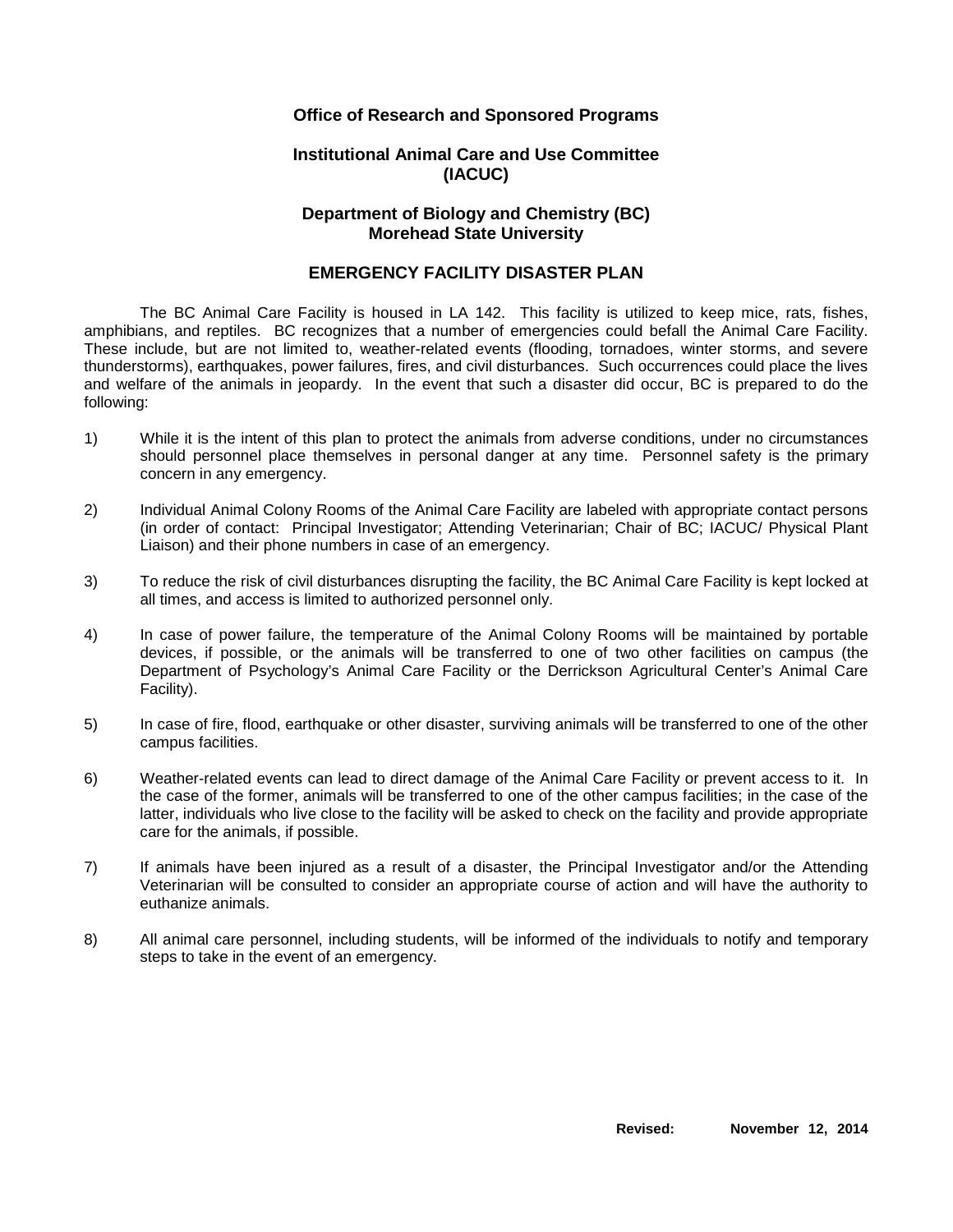**Office of Research and Sponsored Programs**

**Institutional Animal Care and Use Committee (IACUC)**

**Department of Biology and Chemistry (BC)**
**Morehead State University**

# EMERGENCY FACILITY DISASTER PLAN

The BC Animal Care Facility is housed in LA 142. This facility is utilized to keep mice, rats, fishes, amphibians, and reptiles. BC recognizes that a number of emergencies could befall the Animal Care Facility. These include, but are not limited to, weather-related events (flooding, tornadoes, winter storms, and severe thunderstorms), earthquakes, power failures, fires, and civil disturbances. Such occurrences could place the lives and welfare of the animals in jeopardy. In the event that such a disaster did occur, BC is prepared to do the following:

1) While it is the intent of this plan to protect the animals from adverse conditions, under no circumstances should personnel place themselves in personal danger at any time. Personnel safety is the primary concern in any emergency.

2) Individual Animal Colony Rooms of the Animal Care Facility are labeled with appropriate contact persons (in order of contact: Principal Investigator; Attending Veterinarian; Chair of BC; IACUC/ Physical Plant Liaison) and their phone numbers in case of an emergency.

3) To reduce the risk of civil disturbances disrupting the facility, the BC Animal Care Facility is kept locked at all times, and access is limited to authorized personnel only.

4) In case of power failure, the temperature of the Animal Colony Rooms will be maintained by portable devices, if possible, or the animals will be transferred to one of two other facilities on campus (the Department of Psychology's Animal Care Facility or the Derrickson Agricultural Center's Animal Care Facility).

5) In case of fire, flood, earthquake or other disaster, surviving animals will be transferred to one of the other campus facilities.

6) Weather-related events can lead to direct damage of the Animal Care Facility or prevent access to it. In the case of the former, animals will be transferred to one of the other campus facilities; in the case of the latter, individuals who live close to the facility will be asked to check on the facility and provide appropriate care for the animals, if possible.

7) If animals have been injured as a result of a disaster, the Principal Investigator and/or the Attending Veterinarian will be consulted to consider an appropriate course of action and will have the authority to euthanize animals.

8) All animal care personnel, including students, will be informed of the individuals to notify and temporary steps to take in the event of an emergency.

**Revised: November 12, 2014**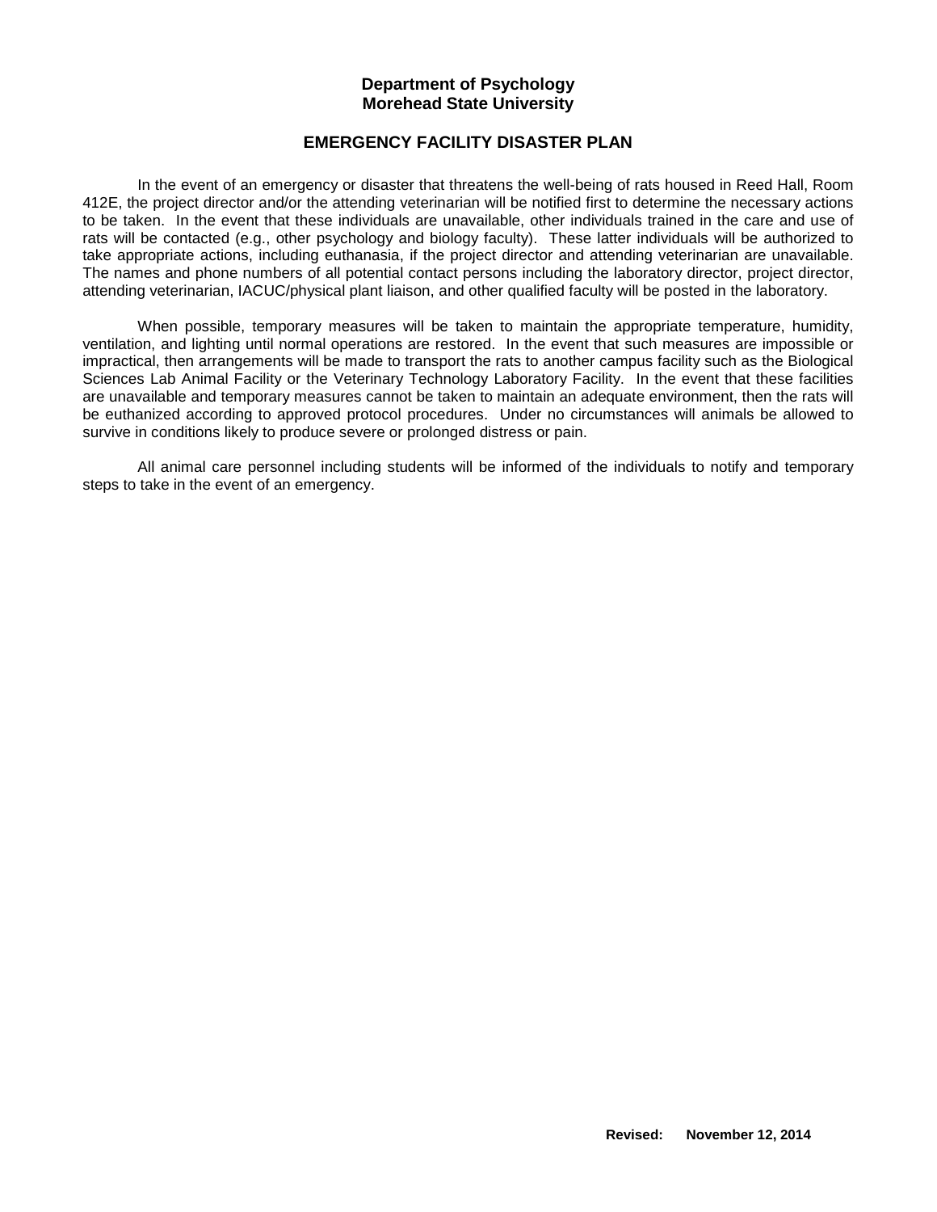**Department of Psychology**
**Morehead State University**

## EMERGENCY FACILITY DISASTER PLAN

In the event of an emergency or disaster that threatens the well-being of rats housed in Reed Hall, Room 412E, the project director and/or the attending veterinarian will be notified first to determine the necessary actions to be taken. In the event that these individuals are unavailable, other individuals trained in the care and use of rats will be contacted (e.g., other psychology and biology faculty). These latter individuals will be authorized to take appropriate actions, including euthanasia, if the project director and attending veterinarian are unavailable. The names and phone numbers of all potential contact persons including the laboratory director, project director, attending veterinarian, IACUC/physical plant liaison, and other qualified faculty will be posted in the laboratory.

When possible, temporary measures will be taken to maintain the appropriate temperature, humidity, ventilation, and lighting until normal operations are restored. In the event that such measures are impossible or impractical, then arrangements will be made to transport the rats to another campus facility such as the Biological Sciences Lab Animal Facility or the Veterinary Technology Laboratory Facility. In the event that these facilities are unavailable and temporary measures cannot be taken to maintain an adequate environment, then the rats will be euthanized according to approved protocol procedures. Under no circumstances will animals be allowed to survive in conditions likely to produce severe or prolonged distress or pain.

All animal care personnel including students will be informed of the individuals to notify and temporary steps to take in the event of an emergency.

**Revised: November 12, 2014**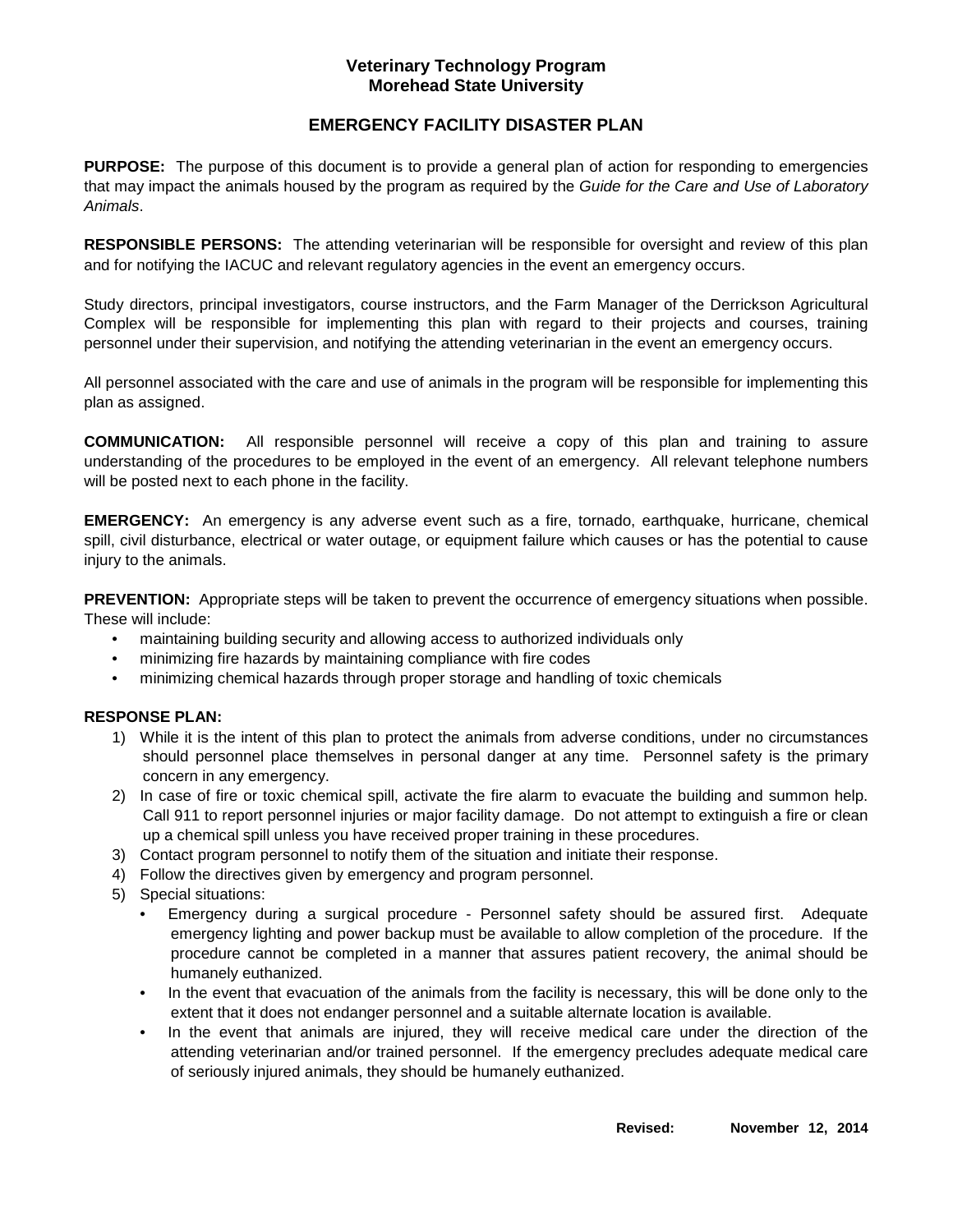**Veterinary Technology Program**
**Morehead State University**

## EMERGENCY FACILITY DISASTER PLAN

**PURPOSE:** The purpose of this document is to provide a general plan of action for responding to emergencies that may impact the animals housed by the program as required by the *Guide for the Care and Use of Laboratory Animals*.

**RESPONSIBLE PERSONS:** The attending veterinarian will be responsible for oversight and review of this plan and for notifying the IACUC and relevant regulatory agencies in the event an emergency occurs.

Study directors, principal investigators, course instructors, and the Farm Manager of the Derrickson Agricultural Complex will be responsible for implementing this plan with regard to their projects and courses, training personnel under their supervision, and notifying the attending veterinarian in the event an emergency occurs.

All personnel associated with the care and use of animals in the program will be responsible for implementing this plan as assigned.

**COMMUNICATION:** All responsible personnel will receive a copy of this plan and training to assure understanding of the procedures to be employed in the event of an emergency. All relevant telephone numbers will be posted next to each phone in the facility.

**EMERGENCY:** An emergency is any adverse event such as a fire, tornado, earthquake, hurricane, chemical spill, civil disturbance, electrical or water outage, or equipment failure which causes or has the potential to cause injury to the animals.

**PREVENTION:** Appropriate steps will be taken to prevent the occurrence of emergency situations when possible. These will include:

- maintaining building security and allowing access to authorized individuals only
- minimizing fire hazards by maintaining compliance with fire codes
- minimizing chemical hazards through proper storage and handling of toxic chemicals

**RESPONSE PLAN:**

1) While it is the intent of this plan to protect the animals from adverse conditions, under no circumstances should personnel place themselves in personal danger at any time. Personnel safety is the primary concern in any emergency.
2) In case of fire or toxic chemical spill, activate the fire alarm to evacuate the building and summon help. Call 911 to report personnel injuries or major facility damage. Do not attempt to extinguish a fire or clean up a chemical spill unless you have received proper training in these procedures.
3) Contact program personnel to notify them of the situation and initiate their response.
4) Follow the directives given by emergency and program personnel.
5) Special situations:
   - Emergency during a surgical procedure - Personnel safety should be assured first. Adequate emergency lighting and power backup must be available to allow completion of the procedure. If the procedure cannot be completed in a manner that assures patient recovery, the animal should be humanely euthanized.
   - In the event that evacuation of the animals from the facility is necessary, this will be done only to the extent that it does not endanger personnel and a suitable alternate location is available.
   - In the event that animals are injured, they will receive medical care under the direction of the attending veterinarian and/or trained personnel. If the emergency precludes adequate medical care of seriously injured animals, they should be humanely euthanized.

**Revised: November 12, 2014**